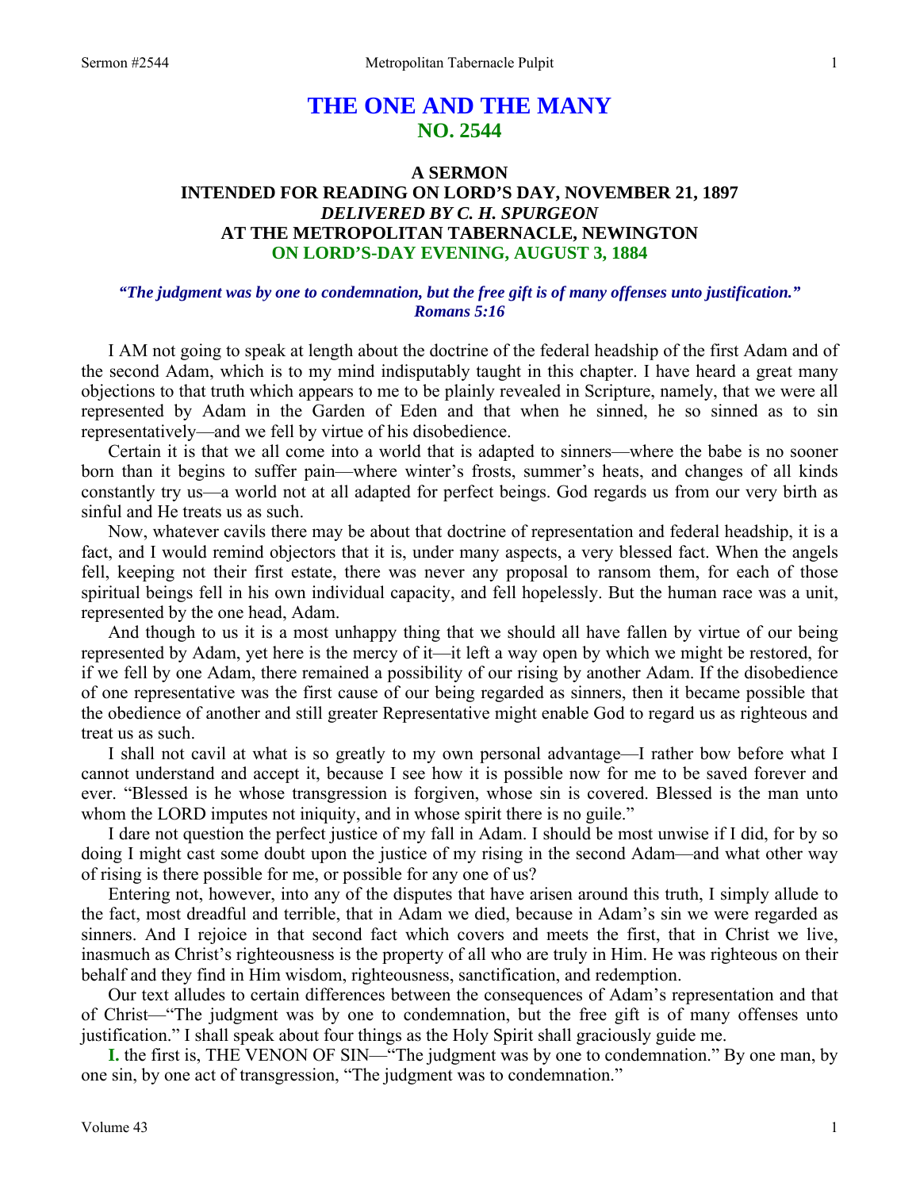# THE ONE AND THE MANY
## NO. 2544

### A SERMON
### INTENDED FOR READING ON LORD'S DAY, NOVEMBER 21, 1897
### *DELIVERED BY C. H. SPURGEON*
### AT THE METROPOLITAN TABERNACLE, NEWINGTON
### ON LORD'S-DAY EVENING, AUGUST 3, 1884

***"The judgment was by one to condemnation, but the free gift is of many offenses unto justification." Romans 5:16***

I AM not going to speak at length about the doctrine of the federal headship of the first Adam and of the second Adam, which is to my mind indisputably taught in this chapter. I have heard a great many objections to that truth which appears to me to be plainly revealed in Scripture, namely, that we were all represented by Adam in the Garden of Eden and that when he sinned, he so sinned as to sin representatively—and we fell by virtue of his disobedience.

Certain it is that we all come into a world that is adapted to sinners—where the babe is no sooner born than it begins to suffer pain—where winter's frosts, summer's heats, and changes of all kinds constantly try us—a world not at all adapted for perfect beings. God regards us from our very birth as sinful and He treats us as such.

Now, whatever cavils there may be about that doctrine of representation and federal headship, it is a fact, and I would remind objectors that it is, under many aspects, a very blessed fact. When the angels fell, keeping not their first estate, there was never any proposal to ransom them, for each of those spiritual beings fell in his own individual capacity, and fell hopelessly. But the human race was a unit, represented by the one head, Adam.

And though to us it is a most unhappy thing that we should all have fallen by virtue of our being represented by Adam, yet here is the mercy of it—it left a way open by which we might be restored, for if we fell by one Adam, there remained a possibility of our rising by another Adam. If the disobedience of one representative was the first cause of our being regarded as sinners, then it became possible that the obedience of another and still greater Representative might enable God to regard us as righteous and treat us as such.

I shall not cavil at what is so greatly to my own personal advantage—I rather bow before what I cannot understand and accept it, because I see how it is possible now for me to be saved forever and ever. "Blessed is he whose transgression is forgiven, whose sin is covered. Blessed is the man unto whom the LORD imputes not iniquity, and in whose spirit there is no guile."

I dare not question the perfect justice of my fall in Adam. I should be most unwise if I did, for by so doing I might cast some doubt upon the justice of my rising in the second Adam—and what other way of rising is there possible for me, or possible for any one of us?

Entering not, however, into any of the disputes that have arisen around this truth, I simply allude to the fact, most dreadful and terrible, that in Adam we died, because in Adam's sin we were regarded as sinners. And I rejoice in that second fact which covers and meets the first, that in Christ we live, inasmuch as Christ's righteousness is the property of all who are truly in Him. He was righteous on their behalf and they find in Him wisdom, righteousness, sanctification, and redemption.

Our text alludes to certain differences between the consequences of Adam's representation and that of Christ—"The judgment was by one to condemnation, but the free gift is of many offenses unto justification." I shall speak about four things as the Holy Spirit shall graciously guide me.

**I.** the first is, THE VENON OF SIN—"The judgment was by one to condemnation." By one man, by one sin, by one act of transgression, "The judgment was to condemnation."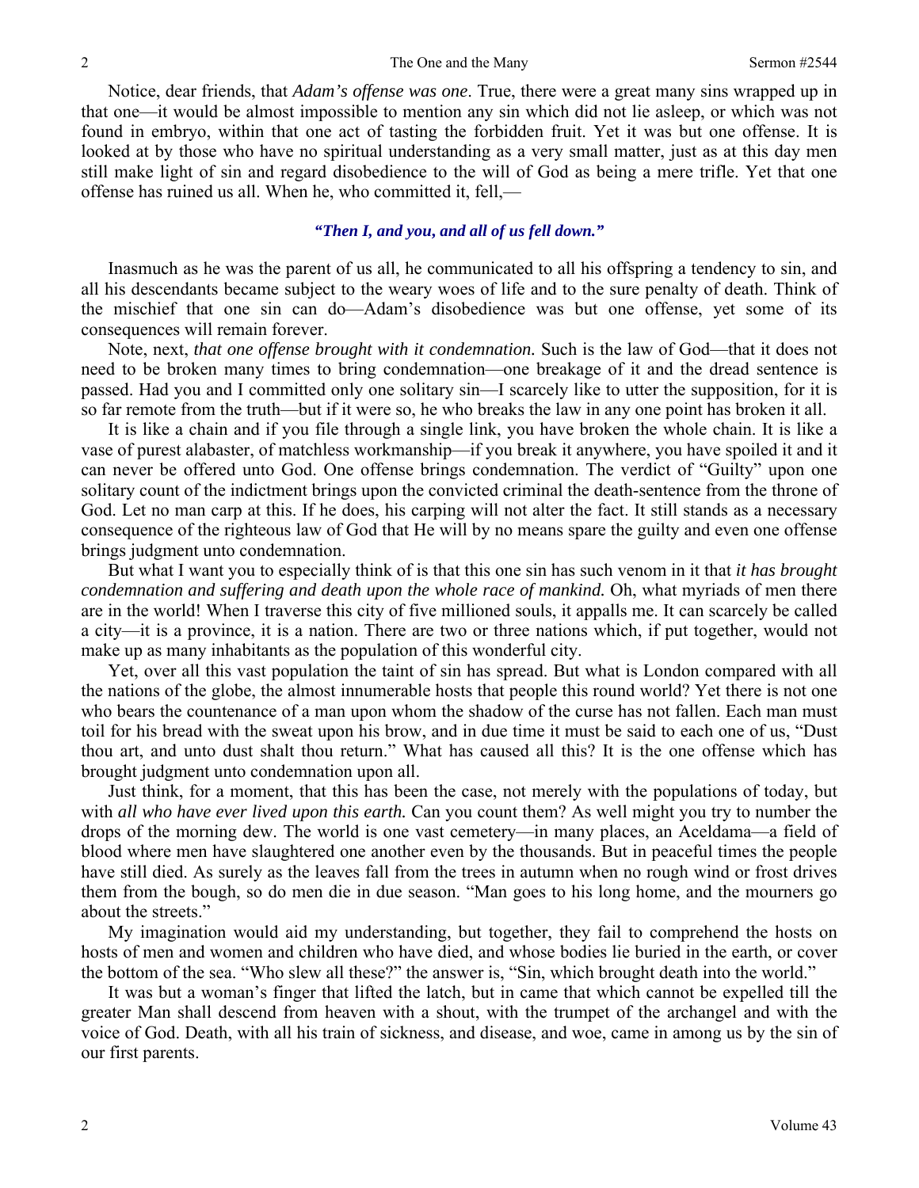Notice, dear friends, that *Adam's offense was one*. True, there were a great many sins wrapped up in that one—it would be almost impossible to mention any sin which did not lie asleep, or which was not found in embryo, within that one act of tasting the forbidden fruit. Yet it was but one offense. It is looked at by those who have no spiritual understanding as a very small matter, just as at this day men still make light of sin and regard disobedience to the will of God as being a mere trifle. Yet that one offense has ruined us all. When he, who committed it, fell,—

***"Then I, and you, and all of us fell down."***

Inasmuch as he was the parent of us all, he communicated to all his offspring a tendency to sin, and all his descendants became subject to the weary woes of life and to the sure penalty of death. Think of the mischief that one sin can do—Adam's disobedience was but one offense, yet some of its consequences will remain forever.

Note, next, *that one offense brought with it condemnation.* Such is the law of God—that it does not need to be broken many times to bring condemnation—one breakage of it and the dread sentence is passed. Had you and I committed only one solitary sin—I scarcely like to utter the supposition, for it is so far remote from the truth—but if it were so, he who breaks the law in any one point has broken it all.

It is like a chain and if you file through a single link, you have broken the whole chain. It is like a vase of purest alabaster, of matchless workmanship—if you break it anywhere, you have spoiled it and it can never be offered unto God. One offense brings condemnation. The verdict of "Guilty" upon one solitary count of the indictment brings upon the convicted criminal the death-sentence from the throne of God. Let no man carp at this. If he does, his carping will not alter the fact. It still stands as a necessary consequence of the righteous law of God that He will by no means spare the guilty and even one offense brings judgment unto condemnation.

But what I want you to especially think of is that this one sin has such venom in it that *it has brought condemnation and suffering and death upon the whole race of mankind.* Oh, what myriads of men there are in the world! When I traverse this city of five millioned souls, it appalls me. It can scarcely be called a city—it is a province, it is a nation. There are two or three nations which, if put together, would not make up as many inhabitants as the population of this wonderful city.

Yet, over all this vast population the taint of sin has spread. But what is London compared with all the nations of the globe, the almost innumerable hosts that people this round world? Yet there is not one who bears the countenance of a man upon whom the shadow of the curse has not fallen. Each man must toil for his bread with the sweat upon his brow, and in due time it must be said to each one of us, "Dust thou art, and unto dust shalt thou return." What has caused all this? It is the one offense which has brought judgment unto condemnation upon all.

Just think, for a moment, that this has been the case, not merely with the populations of today, but with *all who have ever lived upon this earth.* Can you count them? As well might you try to number the drops of the morning dew. The world is one vast cemetery—in many places, an Aceldama—a field of blood where men have slaughtered one another even by the thousands. But in peaceful times the people have still died. As surely as the leaves fall from the trees in autumn when no rough wind or frost drives them from the bough, so do men die in due season. "Man goes to his long home, and the mourners go about the streets."

My imagination would aid my understanding, but together, they fail to comprehend the hosts on hosts of men and women and children who have died, and whose bodies lie buried in the earth, or cover the bottom of the sea. "Who slew all these?" the answer is, "Sin, which brought death into the world."

It was but a woman's finger that lifted the latch, but in came that which cannot be expelled till the greater Man shall descend from heaven with a shout, with the trumpet of the archangel and with the voice of God. Death, with all his train of sickness, and disease, and woe, came in among us by the sin of our first parents.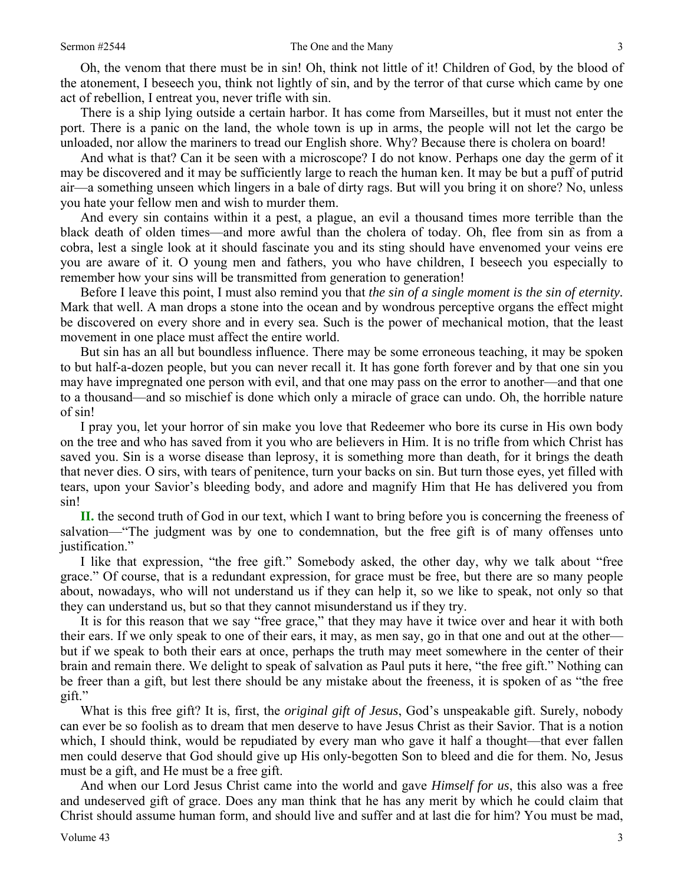Oh, the venom that there must be in sin! Oh, think not little of it! Children of God, by the blood of the atonement, I beseech you, think not lightly of sin, and by the terror of that curse which came by one act of rebellion, I entreat you, never trifle with sin.

There is a ship lying outside a certain harbor. It has come from Marseilles, but it must not enter the port. There is a panic on the land, the whole town is up in arms, the people will not let the cargo be unloaded, nor allow the mariners to tread our English shore. Why? Because there is cholera on board!

And what is that? Can it be seen with a microscope? I do not know. Perhaps one day the germ of it may be discovered and it may be sufficiently large to reach the human ken. It may be but a puff of putrid air—a something unseen which lingers in a bale of dirty rags. But will you bring it on shore? No, unless you hate your fellow men and wish to murder them.

And every sin contains within it a pest, a plague, an evil a thousand times more terrible than the black death of olden times—and more awful than the cholera of today. Oh, flee from sin as from a cobra, lest a single look at it should fascinate you and its sting should have envenomed your veins ere you are aware of it. O young men and fathers, you who have children, I beseech you especially to remember how your sins will be transmitted from generation to generation!

Before I leave this point, I must also remind you that *the sin of a single moment is the sin of eternity.* Mark that well. A man drops a stone into the ocean and by wondrous perceptive organs the effect might be discovered on every shore and in every sea. Such is the power of mechanical motion, that the least movement in one place must affect the entire world.

But sin has an all but boundless influence. There may be some erroneous teaching, it may be spoken to but half-a-dozen people, but you can never recall it. It has gone forth forever and by that one sin you may have impregnated one person with evil, and that one may pass on the error to another—and that one to a thousand—and so mischief is done which only a miracle of grace can undo. Oh, the horrible nature of sin!

I pray you, let your horror of sin make you love that Redeemer who bore its curse in His own body on the tree and who has saved from it you who are believers in Him. It is no trifle from which Christ has saved you. Sin is a worse disease than leprosy, it is something more than death, for it brings the death that never dies. O sirs, with tears of penitence, turn your backs on sin. But turn those eyes, yet filled with tears, upon your Savior's bleeding body, and adore and magnify Him that He has delivered you from sin!

**II.** the second truth of God in our text, which I want to bring before you is concerning the freeness of salvation—"The judgment was by one to condemnation, but the free gift is of many offenses unto justification."

I like that expression, "the free gift." Somebody asked, the other day, why we talk about "free grace." Of course, that is a redundant expression, for grace must be free, but there are so many people about, nowadays, who will not understand us if they can help it, so we like to speak, not only so that they can understand us, but so that they cannot misunderstand us if they try.

It is for this reason that we say "free grace," that they may have it twice over and hear it with both their ears. If we only speak to one of their ears, it may, as men say, go in that one and out at the other—but if we speak to both their ears at once, perhaps the truth may meet somewhere in the center of their brain and remain there. We delight to speak of salvation as Paul puts it here, "the free gift." Nothing can be freer than a gift, but lest there should be any mistake about the freeness, it is spoken of as "the free gift."

What is this free gift? It is, first, the *original gift of Jesus*, God's unspeakable gift. Surely, nobody can ever be so foolish as to dream that men deserve to have Jesus Christ as their Savior. That is a notion which, I should think, would be repudiated by every man who gave it half a thought—that ever fallen men could deserve that God should give up His only-begotten Son to bleed and die for them. No, Jesus must be a gift, and He must be a free gift.

And when our Lord Jesus Christ came into the world and gave *Himself for us*, this also was a free and undeserved gift of grace. Does any man think that he has any merit by which he could claim that Christ should assume human form, and should live and suffer and at last die for him? You must be mad,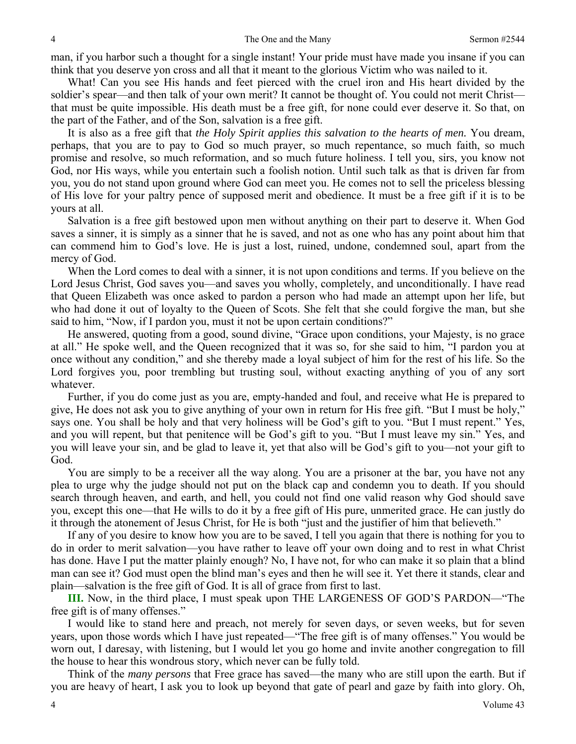man, if you harbor such a thought for a single instant! Your pride must have made you insane if you can think that you deserve yon cross and all that it meant to the glorious Victim who was nailed to it.

What! Can you see His hands and feet pierced with the cruel iron and His heart divided by the soldier's spear—and then talk of your own merit? It cannot be thought of. You could not merit Christ—that must be quite impossible. His death must be a free gift, for none could ever deserve it. So that, on the part of the Father, and of the Son, salvation is a free gift.

It is also as a free gift that *the Holy Spirit applies this salvation to the hearts of men.* You dream, perhaps, that you are to pay to God so much prayer, so much repentance, so much faith, so much promise and resolve, so much reformation, and so much future holiness. I tell you, sirs, you know not God, nor His ways, while you entertain such a foolish notion. Until such talk as that is driven far from you, you do not stand upon ground where God can meet you. He comes not to sell the priceless blessing of His love for your paltry pence of supposed merit and obedience. It must be a free gift if it is to be yours at all.

Salvation is a free gift bestowed upon men without anything on their part to deserve it. When God saves a sinner, it is simply as a sinner that he is saved, and not as one who has any point about him that can commend him to God's love. He is just a lost, ruined, undone, condemned soul, apart from the mercy of God.

When the Lord comes to deal with a sinner, it is not upon conditions and terms. If you believe on the Lord Jesus Christ, God saves you—and saves you wholly, completely, and unconditionally. I have read that Queen Elizabeth was once asked to pardon a person who had made an attempt upon her life, but who had done it out of loyalty to the Queen of Scots. She felt that she could forgive the man, but she said to him, "Now, if I pardon you, must it not be upon certain conditions?"

He answered, quoting from a good, sound divine, "Grace upon conditions, your Majesty, is no grace at all." He spoke well, and the Queen recognized that it was so, for she said to him, "I pardon you at once without any condition," and she thereby made a loyal subject of him for the rest of his life. So the Lord forgives you, poor trembling but trusting soul, without exacting anything of you of any sort whatever.

Further, if you do come just as you are, empty-handed and foul, and receive what He is prepared to give, He does not ask you to give anything of your own in return for His free gift. "But I must be holy," says one. You shall be holy and that very holiness will be God's gift to you. "But I must repent." Yes, and you will repent, but that penitence will be God's gift to you. "But I must leave my sin." Yes, and you will leave your sin, and be glad to leave it, yet that also will be God's gift to you—not your gift to God.

You are simply to be a receiver all the way along. You are a prisoner at the bar, you have not any plea to urge why the judge should not put on the black cap and condemn you to death. If you should search through heaven, and earth, and hell, you could not find one valid reason why God should save you, except this one—that He wills to do it by a free gift of His pure, unmerited grace. He can justly do it through the atonement of Jesus Christ, for He is both "just and the justifier of him that believeth."

If any of you desire to know how you are to be saved, I tell you again that there is nothing for you to do in order to merit salvation—you have rather to leave off your own doing and to rest in what Christ has done. Have I put the matter plainly enough? No, I have not, for who can make it so plain that a blind man can see it? God must open the blind man's eyes and then he will see it. Yet there it stands, clear and plain—salvation is the free gift of God. It is all of grace from first to last.

**III.** Now, in the third place, I must speak upon THE LARGENESS OF GOD'S PARDON—"The free gift is of many offenses."

I would like to stand here and preach, not merely for seven days, or seven weeks, but for seven years, upon those words which I have just repeated—"The free gift is of many offenses." You would be worn out, I daresay, with listening, but I would let you go home and invite another congregation to fill the house to hear this wondrous story, which never can be fully told.

Think of the *many persons* that Free grace has saved—the many who are still upon the earth. But if you are heavy of heart, I ask you to look up beyond that gate of pearl and gaze by faith into glory. Oh,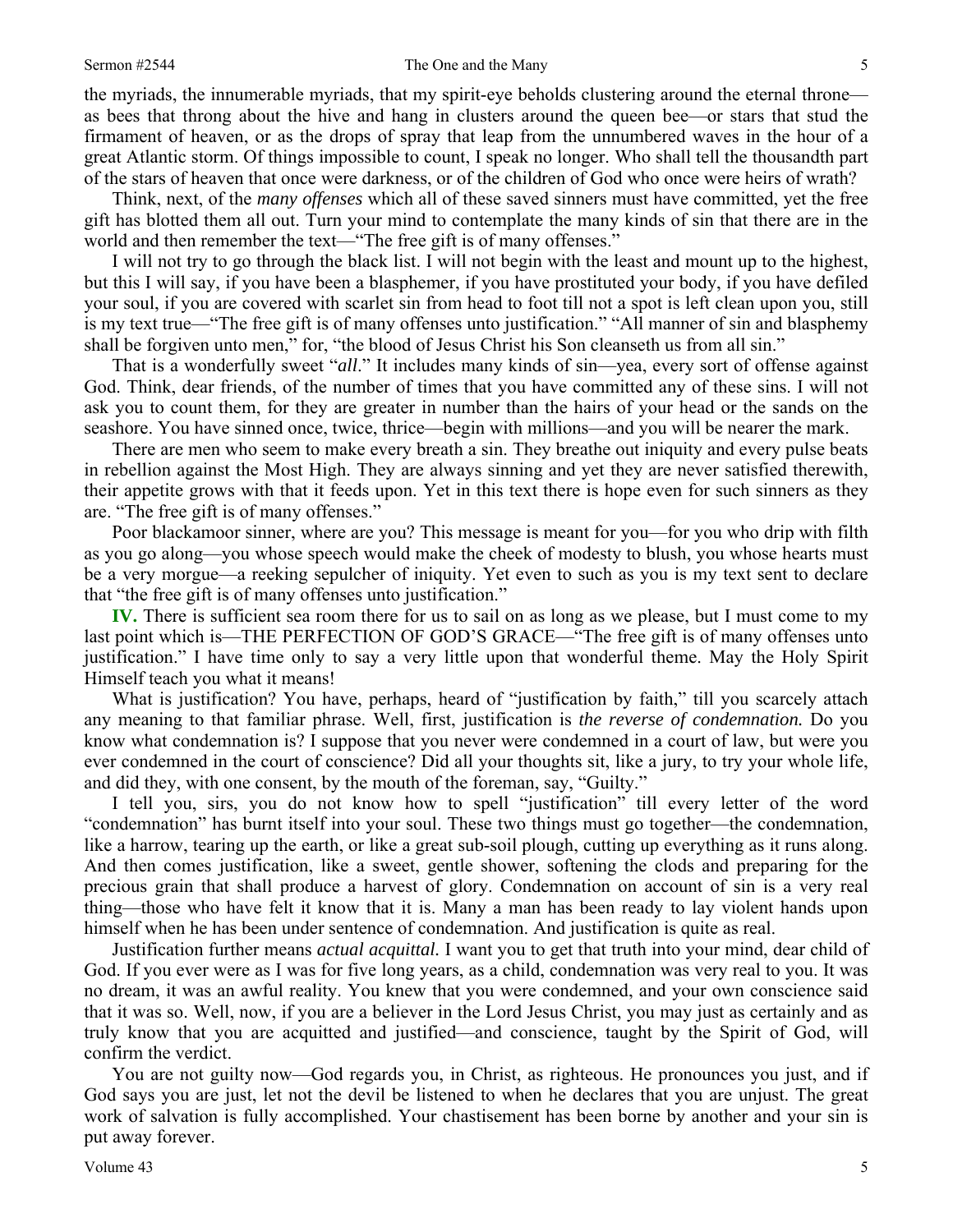the myriads, the innumerable myriads, that my spirit-eye beholds clustering around the eternal throne—as bees that throng about the hive and hang in clusters around the queen bee—or stars that stud the firmament of heaven, or as the drops of spray that leap from the unnumbered waves in the hour of a great Atlantic storm. Of things impossible to count, I speak no longer. Who shall tell the thousandth part of the stars of heaven that once were darkness, or of the children of God who once were heirs of wrath?

Think, next, of the *many offenses* which all of these saved sinners must have committed, yet the free gift has blotted them all out. Turn your mind to contemplate the many kinds of sin that there are in the world and then remember the text—"The free gift is of many offenses."

I will not try to go through the black list. I will not begin with the least and mount up to the highest, but this I will say, if you have been a blasphemer, if you have prostituted your body, if you have defiled your soul, if you are covered with scarlet sin from head to foot till not a spot is left clean upon you, still is my text true—"The free gift is of many offenses unto justification." "All manner of sin and blasphemy shall be forgiven unto men," for, "the blood of Jesus Christ his Son cleanseth us from all sin."

That is a wonderfully sweet "*all*." It includes many kinds of sin—yea, every sort of offense against God. Think, dear friends, of the number of times that you have committed any of these sins. I will not ask you to count them, for they are greater in number than the hairs of your head or the sands on the seashore. You have sinned once, twice, thrice—begin with millions—and you will be nearer the mark.

There are men who seem to make every breath a sin. They breathe out iniquity and every pulse beats in rebellion against the Most High. They are always sinning and yet they are never satisfied therewith, their appetite grows with that it feeds upon. Yet in this text there is hope even for such sinners as they are. "The free gift is of many offenses."

Poor blackamoor sinner, where are you? This message is meant for you—for you who drip with filth as you go along—you whose speech would make the cheek of modesty to blush, you whose hearts must be a very morgue—a reeking sepulcher of iniquity. Yet even to such as you is my text sent to declare that "the free gift is of many offenses unto justification."

**IV.** There is sufficient sea room there for us to sail on as long as we please, but I must come to my last point which is—THE PERFECTION OF GOD'S GRACE—"The free gift is of many offenses unto justification." I have time only to say a very little upon that wonderful theme. May the Holy Spirit Himself teach you what it means!

What is justification? You have, perhaps, heard of "justification by faith," till you scarcely attach any meaning to that familiar phrase. Well, first, justification is *the reverse of condemnation.* Do you know what condemnation is? I suppose that you never were condemned in a court of law, but were you ever condemned in the court of conscience? Did all your thoughts sit, like a jury, to try your whole life, and did they, with one consent, by the mouth of the foreman, say, "Guilty."

I tell you, sirs, you do not know how to spell "justification" till every letter of the word "condemnation" has burnt itself into your soul. These two things must go together—the condemnation, like a harrow, tearing up the earth, or like a great sub-soil plough, cutting up everything as it runs along. And then comes justification, like a sweet, gentle shower, softening the clods and preparing for the precious grain that shall produce a harvest of glory. Condemnation on account of sin is a very real thing—those who have felt it know that it is. Many a man has been ready to lay violent hands upon himself when he has been under sentence of condemnation. And justification is quite as real.

Justification further means *actual acquittal.* I want you to get that truth into your mind, dear child of God. If you ever were as I was for five long years, as a child, condemnation was very real to you. It was no dream, it was an awful reality. You knew that you were condemned, and your own conscience said that it was so. Well, now, if you are a believer in the Lord Jesus Christ, you may just as certainly and as truly know that you are acquitted and justified—and conscience, taught by the Spirit of God, will confirm the verdict.

You are not guilty now—God regards you, in Christ, as righteous. He pronounces you just, and if God says you are just, let not the devil be listened to when he declares that you are unjust. The great work of salvation is fully accomplished. Your chastisement has been borne by another and your sin is put away forever.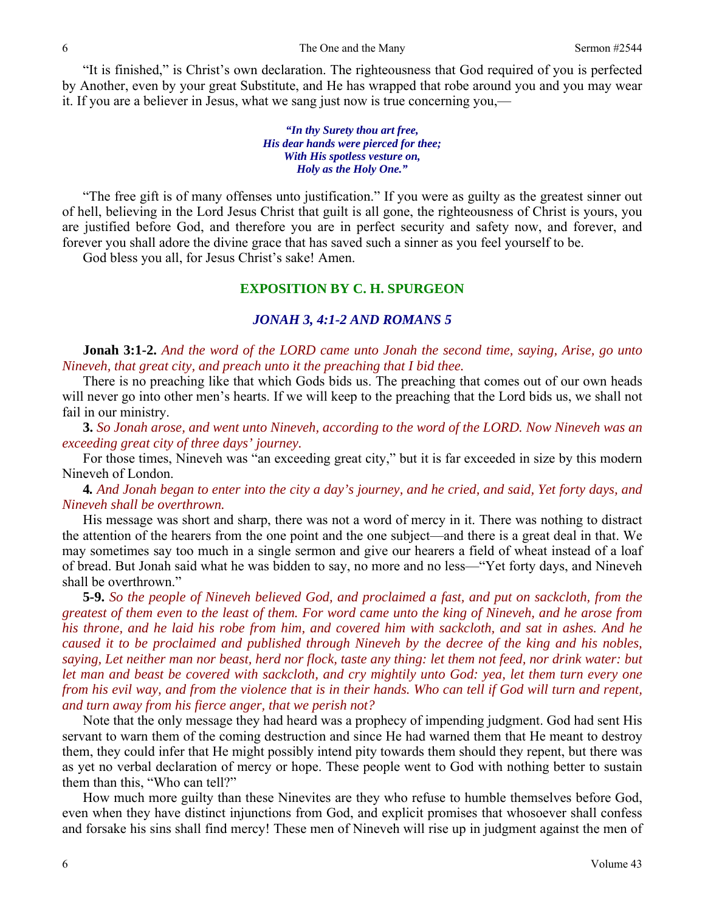"It is finished," is Christ's own declaration. The righteousness that God required of you is perfected by Another, even by your great Substitute, and He has wrapped that robe around you and you may wear it. If you are a believer in Jesus, what we sang just now is true concerning you,—

> ***"In thy Surety thou art free,***
> ***His dear hands were pierced for thee;***
> ***With His spotless vesture on,***
> ***Holy as the Holy One."***

"The free gift is of many offenses unto justification." If you were as guilty as the greatest sinner out of hell, believing in the Lord Jesus Christ that guilt is all gone, the righteousness of Christ is yours, you are justified before God, and therefore you are in perfect security and safety now, and forever, and forever you shall adore the divine grace that has saved such a sinner as you feel yourself to be.

God bless you all, for Jesus Christ's sake! Amen.

## EXPOSITION BY C. H. SPURGEON

### *JONAH 3, 4:1-2 AND ROMANS 5*

**Jonah 3:1-2.** *And the word of the LORD came unto Jonah the second time, saying, Arise, go unto Nineveh, that great city, and preach unto it the preaching that I bid thee.*

There is no preaching like that which Gods bids us. The preaching that comes out of our own heads will never go into other men's hearts. If we will keep to the preaching that the Lord bids us, we shall not fail in our ministry.

**3.** *So Jonah arose, and went unto Nineveh, according to the word of the LORD. Now Nineveh was an exceeding great city of three days' journey.*

For those times, Nineveh was "an exceeding great city," but it is far exceeded in size by this modern Nineveh of London.

**4.** *And Jonah began to enter into the city a day's journey, and he cried, and said, Yet forty days, and Nineveh shall be overthrown.*

His message was short and sharp, there was not a word of mercy in it. There was nothing to distract the attention of the hearers from the one point and the one subject—and there is a great deal in that. We may sometimes say too much in a single sermon and give our hearers a field of wheat instead of a loaf of bread. But Jonah said what he was bidden to say, no more and no less—"Yet forty days, and Nineveh shall be overthrown."

**5-9.** *So the people of Nineveh believed God, and proclaimed a fast, and put on sackcloth, from the greatest of them even to the least of them. For word came unto the king of Nineveh, and he arose from his throne, and he laid his robe from him, and covered him with sackcloth, and sat in ashes. And he caused it to be proclaimed and published through Nineveh by the decree of the king and his nobles, saying, Let neither man nor beast, herd nor flock, taste any thing: let them not feed, nor drink water: but let man and beast be covered with sackcloth, and cry mightily unto God: yea, let them turn every one from his evil way, and from the violence that is in their hands. Who can tell if God will turn and repent, and turn away from his fierce anger, that we perish not?*

Note that the only message they had heard was a prophecy of impending judgment. God had sent His servant to warn them of the coming destruction and since He had warned them that He meant to destroy them, they could infer that He might possibly intend pity towards them should they repent, but there was as yet no verbal declaration of mercy or hope. These people went to God with nothing better to sustain them than this, "Who can tell?"

How much more guilty than these Ninevites are they who refuse to humble themselves before God, even when they have distinct injunctions from God, and explicit promises that whosoever shall confess and forsake his sins shall find mercy! These men of Nineveh will rise up in judgment against the men of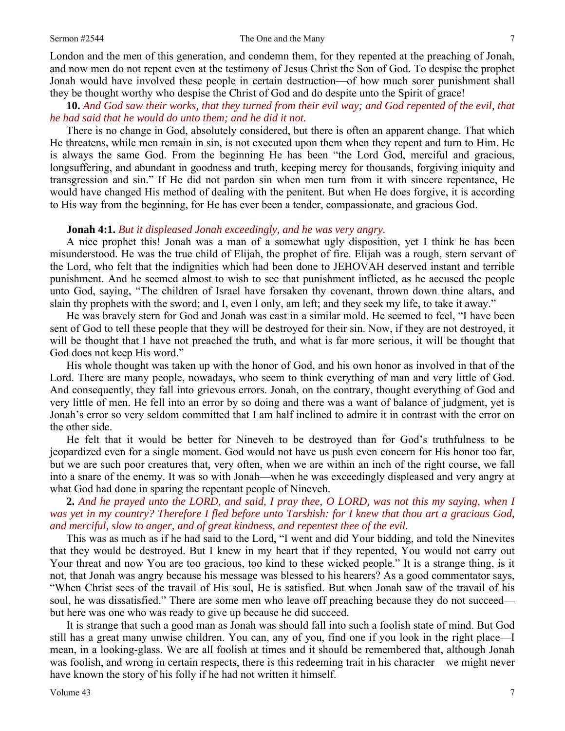London and the men of this generation, and condemn them, for they repented at the preaching of Jonah, and now men do not repent even at the testimony of Jesus Christ the Son of God. To despise the prophet Jonah would have involved these people in certain destruction—of how much sorer punishment shall they be thought worthy who despise the Christ of God and do despite unto the Spirit of grace!

**10.** *And God saw their works, that they turned from their evil way; and God repented of the evil, that he had said that he would do unto them; and he did it not.*

There is no change in God, absolutely considered, but there is often an apparent change. That which He threatens, while men remain in sin, is not executed upon them when they repent and turn to Him. He is always the same God. From the beginning He has been "the Lord God, merciful and gracious, longsuffering, and abundant in goodness and truth, keeping mercy for thousands, forgiving iniquity and transgression and sin." If He did not pardon sin when men turn from it with sincere repentance, He would have changed His method of dealing with the penitent. But when He does forgive, it is according to His way from the beginning, for He has ever been a tender, compassionate, and gracious God.

**Jonah 4:1.** *But it displeased Jonah exceedingly, and he was very angry.*

A nice prophet this! Jonah was a man of a somewhat ugly disposition, yet I think he has been misunderstood. He was the true child of Elijah, the prophet of fire. Elijah was a rough, stern servant of the Lord, who felt that the indignities which had been done to JEHOVAH deserved instant and terrible punishment. And he seemed almost to wish to see that punishment inflicted, as he accused the people unto God, saying, "The children of Israel have forsaken thy covenant, thrown down thine altars, and slain thy prophets with the sword; and I, even I only, am left; and they seek my life, to take it away."

He was bravely stern for God and Jonah was cast in a similar mold. He seemed to feel, "I have been sent of God to tell these people that they will be destroyed for their sin. Now, if they are not destroyed, it will be thought that I have not preached the truth, and what is far more serious, it will be thought that God does not keep His word."

His whole thought was taken up with the honor of God, and his own honor as involved in that of the Lord. There are many people, nowadays, who seem to think everything of man and very little of God. And consequently, they fall into grievous errors. Jonah, on the contrary, thought everything of God and very little of men. He fell into an error by so doing and there was a want of balance of judgment, yet is Jonah's error so very seldom committed that I am half inclined to admire it in contrast with the error on the other side.

He felt that it would be better for Nineveh to be destroyed than for God's truthfulness to be jeopardized even for a single moment. God would not have us push even concern for His honor too far, but we are such poor creatures that, very often, when we are within an inch of the right course, we fall into a snare of the enemy. It was so with Jonah—when he was exceedingly displeased and very angry at what God had done in sparing the repentant people of Nineveh.

**2.** *And he prayed unto the LORD, and said, I pray thee, O LORD, was not this my saying, when I was yet in my country? Therefore I fled before unto Tarshish: for I knew that thou art a gracious God, and merciful, slow to anger, and of great kindness, and repentest thee of the evil.*

This was as much as if he had said to the Lord, "I went and did Your bidding, and told the Ninevites that they would be destroyed. But I knew in my heart that if they repented, You would not carry out Your threat and now You are too gracious, too kind to these wicked people." It is a strange thing, is it not, that Jonah was angry because his message was blessed to his hearers? As a good commentator says, "When Christ sees of the travail of His soul, He is satisfied. But when Jonah saw of the travail of his soul, he was dissatisfied." There are some men who leave off preaching because they do not succeed—but here was one who was ready to give up because he did succeed.

It is strange that such a good man as Jonah was should fall into such a foolish state of mind. But God still has a great many unwise children. You can, any of you, find one if you look in the right place—I mean, in a looking-glass. We are all foolish at times and it should be remembered that, although Jonah was foolish, and wrong in certain respects, there is this redeeming trait in his character—we might never have known the story of his folly if he had not written it himself.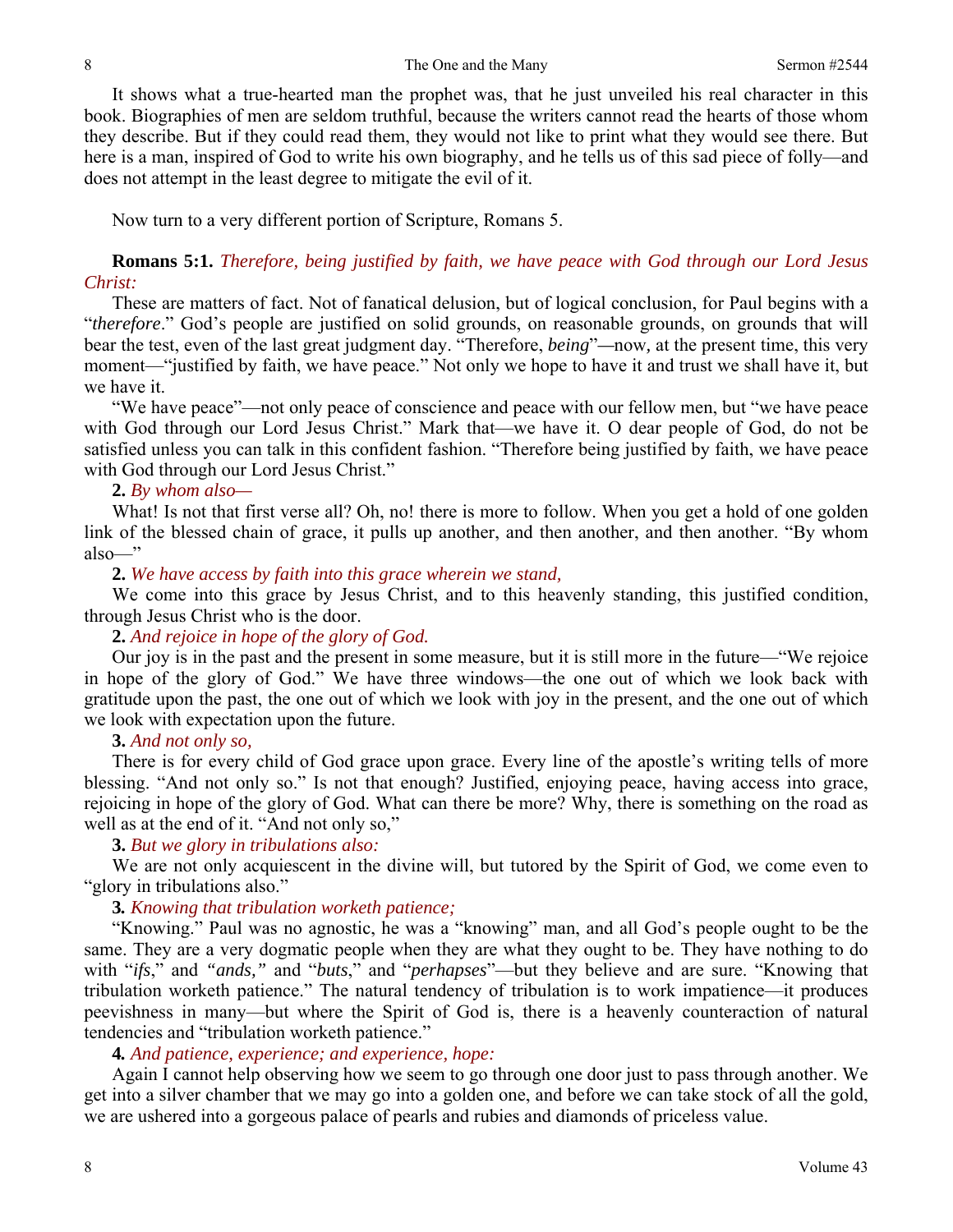It shows what a true-hearted man the prophet was, that he just unveiled his real character in this book. Biographies of men are seldom truthful, because the writers cannot read the hearts of those whom they describe. But if they could read them, they would not like to print what they would see there. But here is a man, inspired of God to write his own biography, and he tells us of this sad piece of folly—and does not attempt in the least degree to mitigate the evil of it.

Now turn to a very different portion of Scripture, Romans 5.

**Romans 5:1.** *Therefore, being justified by faith, we have peace with God through our Lord Jesus Christ:*

These are matters of fact. Not of fanatical delusion, but of logical conclusion, for Paul begins with a "*therefore*." God's people are justified on solid grounds, on reasonable grounds, on grounds that will bear the test, even of the last great judgment day. "Therefore, *being*"—now, at the present time, this very moment—"justified by faith, we have peace." Not only we hope to have it and trust we shall have it, but we have it.

"We have peace"—not only peace of conscience and peace with our fellow men, but "we have peace with God through our Lord Jesus Christ." Mark that—we have it. O dear people of God, do not be satisfied unless you can talk in this confident fashion. "Therefore being justified by faith, we have peace with God through our Lord Jesus Christ."

**2.** *By whom also—*

What! Is not that first verse all? Oh, no! there is more to follow. When you get a hold of one golden link of the blessed chain of grace, it pulls up another, and then another, and then another. "By whom also—"

**2.** *We have access by faith into this grace wherein we stand,*

We come into this grace by Jesus Christ, and to this heavenly standing, this justified condition, through Jesus Christ who is the door.

**2.** *And rejoice in hope of the glory of God.*

Our joy is in the past and the present in some measure, but it is still more in the future—"We rejoice in hope of the glory of God." We have three windows—the one out of which we look back with gratitude upon the past, the one out of which we look with joy in the present, and the one out of which we look with expectation upon the future.

**3.** *And not only so,*

There is for every child of God grace upon grace. Every line of the apostle's writing tells of more blessing. "And not only so." Is not that enough? Justified, enjoying peace, having access into grace, rejoicing in hope of the glory of God. What can there be more? Why, there is something on the road as well as at the end of it. "And not only so,"

**3.** *But we glory in tribulations also:*

We are not only acquiescent in the divine will, but tutored by the Spirit of God, we come even to "glory in tribulations also."

**3.** *Knowing that tribulation worketh patience;*

"Knowing." Paul was no agnostic, he was a "knowing" man, and all God's people ought to be the same. They are a very dogmatic people when they are what they ought to be. They have nothing to do with "*ifs*," and *"ands,"* and "*buts*," and "*perhapses*"—but they believe and are sure. "Knowing that tribulation worketh patience." The natural tendency of tribulation is to work impatience—it produces peevishness in many—but where the Spirit of God is, there is a heavenly counteraction of natural tendencies and "tribulation worketh patience."

**4.** *And patience, experience; and experience, hope:*

Again I cannot help observing how we seem to go through one door just to pass through another. We get into a silver chamber that we may go into a golden one, and before we can take stock of all the gold, we are ushered into a gorgeous palace of pearls and rubies and diamonds of priceless value.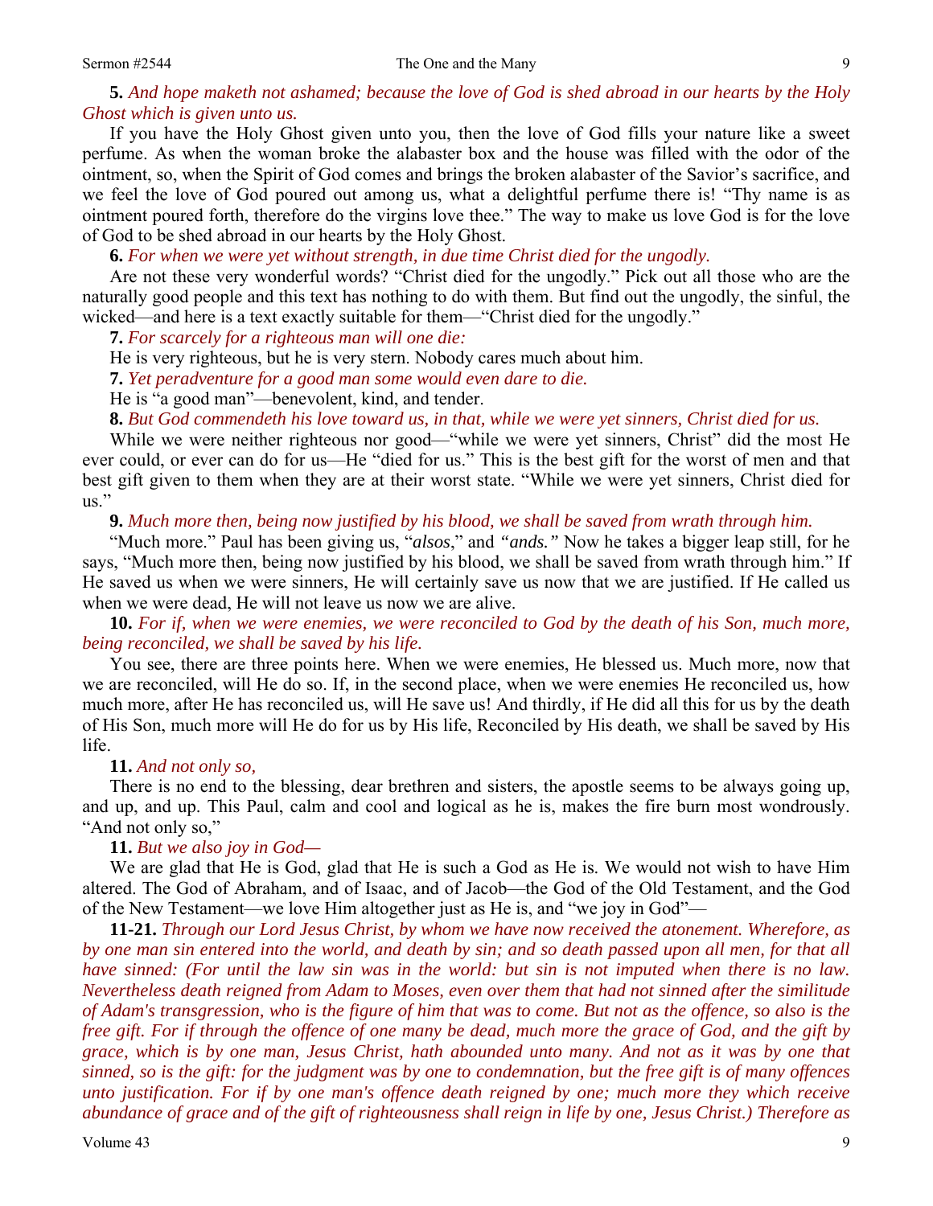**5.** *And hope maketh not ashamed; because the love of God is shed abroad in our hearts by the Holy Ghost which is given unto us.*

If you have the Holy Ghost given unto you, then the love of God fills your nature like a sweet perfume. As when the woman broke the alabaster box and the house was filled with the odor of the ointment, so, when the Spirit of God comes and brings the broken alabaster of the Savior's sacrifice, and we feel the love of God poured out among us, what a delightful perfume there is! "Thy name is as ointment poured forth, therefore do the virgins love thee." The way to make us love God is for the love of God to be shed abroad in our hearts by the Holy Ghost.

**6.** *For when we were yet without strength, in due time Christ died for the ungodly.*

Are not these very wonderful words? "Christ died for the ungodly." Pick out all those who are the naturally good people and this text has nothing to do with them. But find out the ungodly, the sinful, the wicked—and here is a text exactly suitable for them—"Christ died for the ungodly."

**7.** *For scarcely for a righteous man will one die:*

He is very righteous, but he is very stern. Nobody cares much about him.

**7.** *Yet peradventure for a good man some would even dare to die.*

He is "a good man"—benevolent, kind, and tender.

**8.** *But God commendeth his love toward us, in that, while we were yet sinners, Christ died for us.*

While we were neither righteous nor good—"while we were yet sinners, Christ" did the most He ever could, or ever can do for us—He "died for us." This is the best gift for the worst of men and that best gift given to them when they are at their worst state. "While we were yet sinners, Christ died for us."

**9.** *Much more then, being now justified by his blood, we shall be saved from wrath through him.*

"Much more." Paul has been giving us, "*alsos*," and *"ands."* Now he takes a bigger leap still, for he says, "Much more then, being now justified by his blood, we shall be saved from wrath through him." If He saved us when we were sinners, He will certainly save us now that we are justified. If He called us when we were dead, He will not leave us now we are alive.

**10.** *For if, when we were enemies, we were reconciled to God by the death of his Son, much more, being reconciled, we shall be saved by his life.*

You see, there are three points here. When we were enemies, He blessed us. Much more, now that we are reconciled, will He do so. If, in the second place, when we were enemies He reconciled us, how much more, after He has reconciled us, will He save us! And thirdly, if He did all this for us by the death of His Son, much more will He do for us by His life, Reconciled by His death, we shall be saved by His life.

**11.** *And not only so,*

There is no end to the blessing, dear brethren and sisters, the apostle seems to be always going up, and up, and up. This Paul, calm and cool and logical as he is, makes the fire burn most wondrously. "And not only so,"

**11.** *But we also joy in God—*

We are glad that He is God, glad that He is such a God as He is. We would not wish to have Him altered. The God of Abraham, and of Isaac, and of Jacob—the God of the Old Testament, and the God of the New Testament—we love Him altogether just as He is, and "we joy in God"—

**11-21.** *Through our Lord Jesus Christ, by whom we have now received the atonement. Wherefore, as by one man sin entered into the world, and death by sin; and so death passed upon all men, for that all have sinned: (For until the law sin was in the world: but sin is not imputed when there is no law. Nevertheless death reigned from Adam to Moses, even over them that had not sinned after the similitude of Adam's transgression, who is the figure of him that was to come. But not as the offence, so also is the free gift. For if through the offence of one many be dead, much more the grace of God, and the gift by grace, which is by one man, Jesus Christ, hath abounded unto many. And not as it was by one that sinned, so is the gift: for the judgment was by one to condemnation, but the free gift is of many offences unto justification. For if by one man's offence death reigned by one; much more they which receive abundance of grace and of the gift of righteousness shall reign in life by one, Jesus Christ.) Therefore as*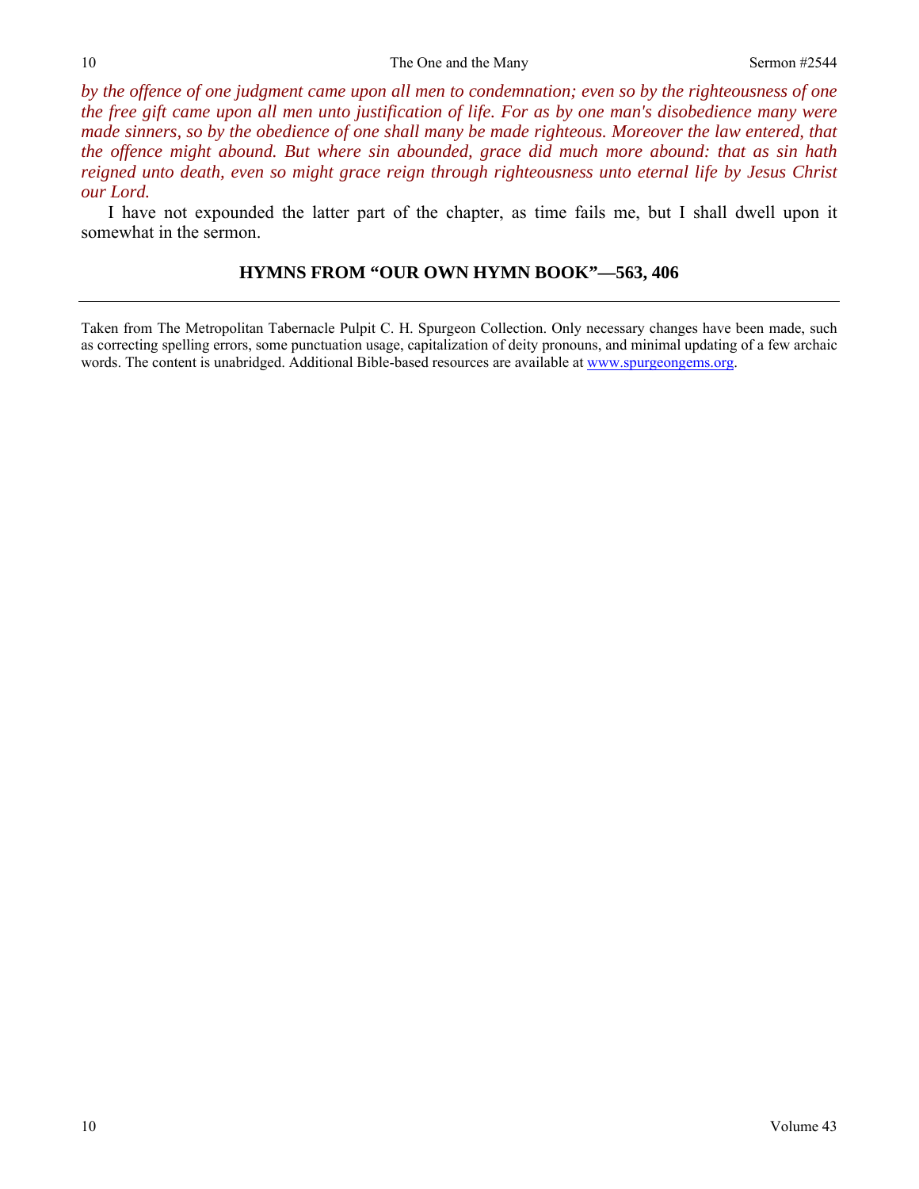*by the offence of one judgment came upon all men to condemnation; even so by the righteousness of one the free gift came upon all men unto justification of life. For as by one man's disobedience many were made sinners, so by the obedience of one shall many be made righteous. Moreover the law entered, that the offence might abound. But where sin abounded, grace did much more abound: that as sin hath reigned unto death, even so might grace reign through righteousness unto eternal life by Jesus Christ our Lord.*

I have not expounded the latter part of the chapter, as time fails me, but I shall dwell upon it somewhat in the sermon.

## HYMNS FROM "OUR OWN HYMN BOOK"—563, 406

---

Taken from The Metropolitan Tabernacle Pulpit C. H. Spurgeon Collection. Only necessary changes have been made, such as correcting spelling errors, some punctuation usage, capitalization of deity pronouns, and minimal updating of a few archaic words. The content is unabridged. Additional Bible-based resources are available at www.spurgeongems.org.